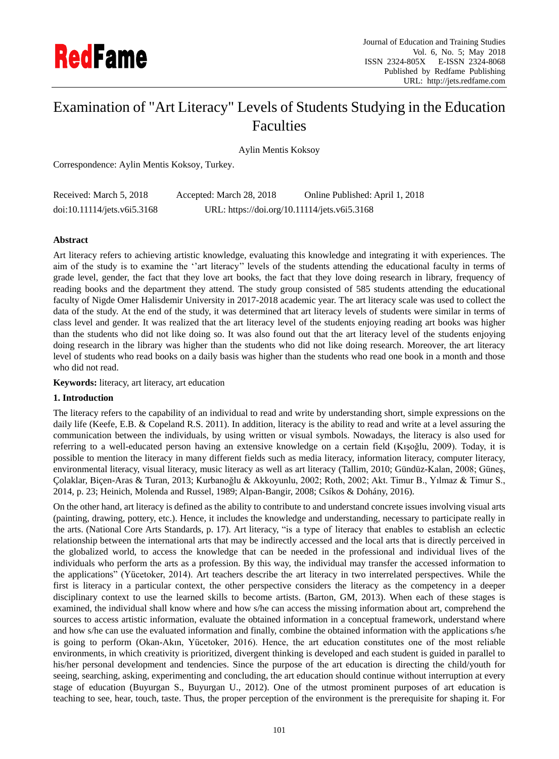# Examination of "Art Literacy" Levels of Students Studying in the Education Faculties

Aylin Mentis Koksoy

Correspondence: Aylin Mentis Koksoy, Turkey.

Received: March 5, 2018 Accepted: March 28, 2018 Online Published: April 1, 2018

doi:10.11114/jets.v6i5.3168 URL: https://doi.org/10.11114/jets.v6i5.3168

**Abstract**

Art literacy refers to achieving artistic knowledge, evaluating this knowledge and integrating it with experiences. The aim of the study is to examine the ''art literacy'' levels of the students attending the educational faculty in terms of grade level, gender, the fact that they love art books, the fact that they love doing research in library, frequency of reading books and the department they attend. The study group consisted of 585 students attending the educational faculty of Nigde Omer Halisdemir University in 2017-2018 academic year. The art literacy scale was used to collect the data of the study. At the end of the study, it was determined that art literacy levels of students were similar in terms of class level and gender. It was realized that the art literacy level of the students enjoying reading art books was higher than the students who did not like doing so. It was also found out that the art literacy level of the students enjoying doing research in the library was higher than the students who did not like doing research. Moreover, the art literacy level of students who read books on a daily basis was higher than the students who read one book in a month and those who did not read.

**Keywords:** literacy, art literacy, art education

## 1. Introduction

The literacy refers to the capability of an individual to read and write by understanding short, simple expressions on the daily life (Keefe, E.B. & Copeland R.S. 2011). In addition, literacy is the ability to read and write at a level assuring the communication between the individuals, by using written or visual symbols. Nowadays, the literacy is also used for referring to a well-educated person having an extensive knowledge on a certain field (Kışoğlu, 2009). Today, it is possible to mention the literacy in many different fields such as media literacy, information literacy, computer literacy, environmental literacy, visual literacy, music literacy as well as art literacy (Tallim, 2010; Gündüz-Kalan, 2008; Güneş, Çolaklar, Biçen-Aras & Turan, 2013; Kurbanoğlu & Akkoyunlu, 2002; Roth, 2002; Akt. Timur B., Yılmaz & Timur S., 2014, p. 23; Heinich, Molenda and Russel, 1989; Alpan-Bangir, 2008; Csíkos & Dohány, 2016).

On the other hand, art literacy is defined as the ability to contribute to and understand concrete issues involving visual arts (painting, drawing, pottery, etc.). Hence, it includes the knowledge and understanding, necessary to participate really in the arts. (National Core Arts Standards, p. 17). Art literacy, "is a type of literacy that enables to establish an eclectic relationship between the international arts that may be indirectly accessed and the local arts that is directly perceived in the globalized world, to access the knowledge that can be needed in the professional and individual lives of the individuals who perform the arts as a profession. By this way, the individual may transfer the accessed information to the applications" (Yücetoker, 2014). Art teachers describe the art literacy in two interrelated perspectives. While the first is literacy in a particular context, the other perspective considers the literacy as the competency in a deeper disciplinary context to use the learned skills to become artists. (Barton, GM, 2013). When each of these stages is examined, the individual shall know where and how s/he can access the missing information about art, comprehend the sources to access artistic information, evaluate the obtained information in a conceptual framework, understand where and how s/he can use the evaluated information and finally, combine the obtained information with the applications s/he is going to perform (Okan-Akın, Yücetoker, 2016). Hence, the art education constitutes one of the most reliable environments, in which creativity is prioritized, divergent thinking is developed and each student is guided in parallel to his/her personal development and tendencies. Since the purpose of the art education is directing the child/youth for seeing, searching, asking, experimenting and concluding, the art education should continue without interruption at every stage of education (Buyurgan S., Buyurgan U., 2012). One of the utmost prominent purposes of art education is teaching to see, hear, touch, taste. Thus, the proper perception of the environment is the prerequisite for shaping it. For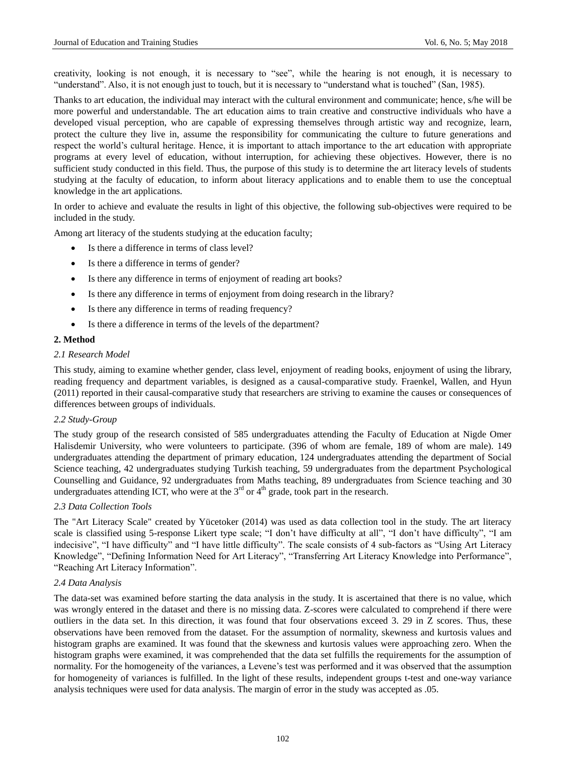creativity, looking is not enough, it is necessary to "see", while the hearing is not enough, it is necessary to "understand". Also, it is not enough just to touch, but it is necessary to "understand what is touched" (San, 1985).

Thanks to art education, the individual may interact with the cultural environment and communicate; hence, s/he will be more powerful and understandable. The art education aims to train creative and constructive individuals who have a developed visual perception, who are capable of expressing themselves through artistic way and recognize, learn, protect the culture they live in, assume the responsibility for communicating the culture to future generations and respect the world's cultural heritage. Hence, it is important to attach importance to the art education with appropriate programs at every level of education, without interruption, for achieving these objectives. However, there is no sufficient study conducted in this field. Thus, the purpose of this study is to determine the art literacy levels of students studying at the faculty of education, to inform about literacy applications and to enable them to use the conceptual knowledge in the art applications.

In order to achieve and evaluate the results in light of this objective, the following sub-objectives were required to be included in the study.

Among art literacy of the students studying at the education faculty;

- Is there a difference in terms of class level?
- Is there a difference in terms of gender?
- Is there any difference in terms of enjoyment of reading art books?
- Is there any difference in terms of enjoyment from doing research in the library?
- Is there any difference in terms of reading frequency?
- Is there a difference in terms of the levels of the department?

## 2. Method

### *2.1 Research Model*

This study, aiming to examine whether gender, class level, enjoyment of reading books, enjoyment of using the library, reading frequency and department variables, is designed as a causal-comparative study. Fraenkel, Wallen, and Hyun (2011) reported in their causal-comparative study that researchers are striving to examine the causes or consequences of differences between groups of individuals.

### *2.2 Study-Group*

The study group of the research consisted of 585 undergraduates attending the Faculty of Education at Nigde Omer Halisdemir University, who were volunteers to participate. (396 of whom are female, 189 of whom are male). 149 undergraduates attending the department of primary education, 124 undergraduates attending the department of Social Science teaching, 42 undergraduates studying Turkish teaching, 59 undergraduates from the department Psychological Counselling and Guidance, 92 undergraduates from Maths teaching, 89 undergraduates from Science teaching and 30 undergraduates attending ICT, who were at the 3rd or 4th grade, took part in the research.

### *2.3 Data Collection Tools*

The "Art Literacy Scale" created by Yücetoker (2014) was used as data collection tool in the study. The art literacy scale is classified using 5-response Likert type scale; "I don't have difficulty at all", "I don't have difficulty", "I am indecisive", "I have difficulty" and "I have little difficulty". The scale consists of 4 sub-factors as "Using Art Literacy Knowledge", "Defining Information Need for Art Literacy", "Transferring Art Literacy Knowledge into Performance", "Reaching Art Literacy Information".

### *2.4 Data Analysis*

The data-set was examined before starting the data analysis in the study. It is ascertained that there is no value, which was wrongly entered in the dataset and there is no missing data. Z-scores were calculated to comprehend if there were outliers in the data set. In this direction, it was found that four observations exceed 3. 29 in Z scores. Thus, these observations have been removed from the dataset. For the assumption of normality, skewness and kurtosis values and histogram graphs are examined. It was found that the skewness and kurtosis values were approaching zero. When the histogram graphs were examined, it was comprehended that the data set fulfills the requirements for the assumption of normality. For the homogeneity of the variances, a Levene's test was performed and it was observed that the assumption for homogeneity of variances is fulfilled. In the light of these results, independent groups t-test and one-way variance analysis techniques were used for data analysis. The margin of error in the study was accepted as .05.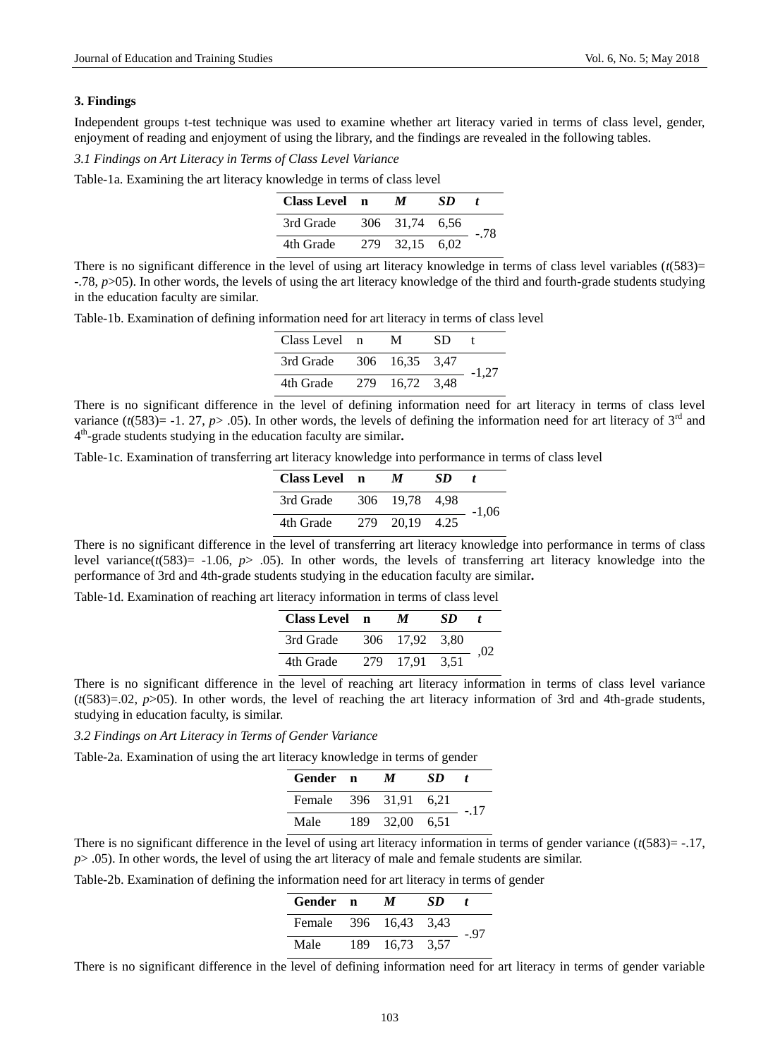### 3. Findings

Independent groups t-test technique was used to examine whether art literacy varied in terms of class level, gender, enjoyment of reading and enjoyment of using the library, and the findings are revealed in the following tables.

*3.1 Findings on Art Literacy in Terms of Class Level Variance*

Table-1a. Examining the art literacy knowledge in terms of class level

| **Class Level** | **n** | ***M*** | ***SD*** | ***t*** |
|---|---|---|---|---|
| 3rd Grade | 306 | 31,74 | 6,56 | -.78 |
| 4th Grade | 279 | 32,15 | 6,02 | |

There is no significant difference in the level of using art literacy knowledge in terms of class level variables ($t(583)=-.78$, $p$>05). In other words, the levels of using the art literacy knowledge of the third and fourth-grade students studying in the education faculty are similar.

Table-1b. Examination of defining information need for art literacy in terms of class level

| Class Level | n | M | SD | t |
|---|---|---|---|---|
| 3rd Grade | 306 | 16,35 | 3,47 | -1,27 |
| 4th Grade | 279 | 16,72 | 3,48 | |

There is no significant difference in the level of defining information need for art literacy in terms of class level variance ($t(583)=$ -1. 27, $p>.05$). In other words, the levels of defining the information need for art literacy of 3rd and 4th-grade students studying in the education faculty are similar**.**

Table-1c. Examination of transferring art literacy knowledge into performance in terms of class level

| **Class Level** | **n** | ***M*** | ***SD*** | ***t*** |
|---|---|---|---|---|
| 3rd Grade | 306 | 19,78 | 4,98 | -1,06 |
| 4th Grade | 279 | 20,19 | 4.25 | |

There is no significant difference in the level of transferring art literacy knowledge into performance in terms of class level variance($t(583)=-1.06$, $p>.05$). In other words, the levels of transferring art literacy knowledge into the performance of 3rd and 4th-grade students studying in the education faculty are similar**.**

Table-1d. Examination of reaching art literacy information in terms of class level

| **Class Level** | **n** | ***M*** | ***SD*** | ***t*** |
|---|---|---|---|---|
| 3rd Grade | 306 | 17,92 | 3,80 | ,02 |
| 4th Grade | 279 | 17,91 | 3,51 | |

There is no significant difference in the level of reaching art literacy information in terms of class level variance ($t(583)=.02$, $p$>05). In other words, the level of reaching the art literacy information of 3rd and 4th-grade students, studying in education faculty, is similar.

*3.2 Findings on Art Literacy in Terms of Gender Variance*

Table-2a. Examination of using the art literacy knowledge in terms of gender

| **Gender** | **n** | ***M*** | ***SD*** | ***t*** |
|---|---|---|---|---|
| Female | 396 | 31,91 | 6,21 | -.17 |
| Male | 189 | 32,00 | 6,51 | |

There is no significant difference in the level of using art literacy information in terms of gender variance ($t(583)=-.17$, $p>.05$). In other words, the level of using the art literacy of male and female students are similar.

Table-2b. Examination of defining the information need for art literacy in terms of gender

| **Gender** | **n** | ***M*** | ***SD*** | ***t*** |
|---|---|---|---|---|
| Female | 396 | 16,43 | 3,43 | -.97 |
| Male | 189 | 16,73 | 3,57 | |

There is no significant difference in the level of defining information need for art literacy in terms of gender variable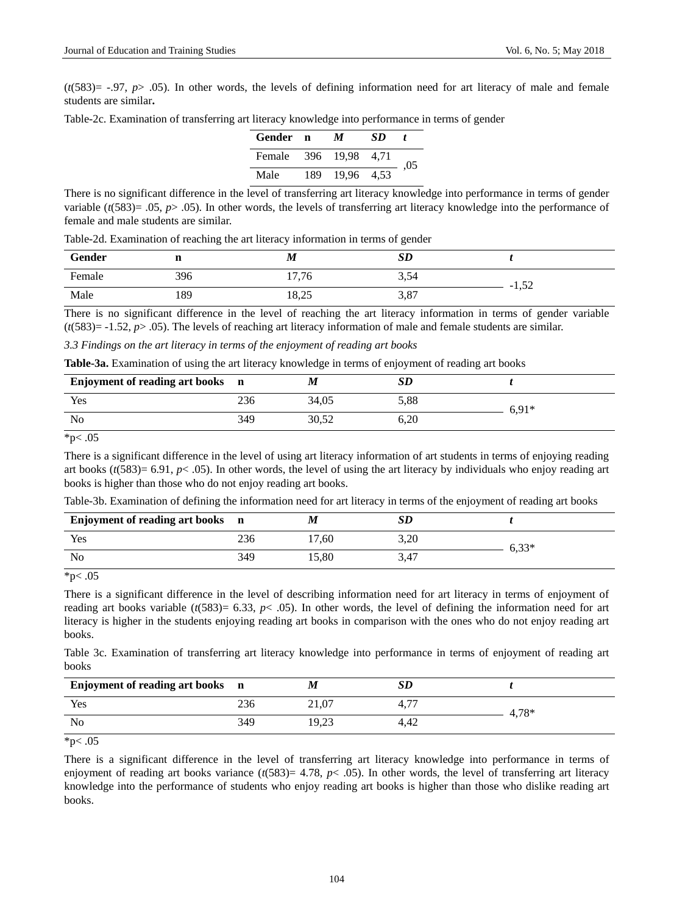($t(583)= -.97$, $p> .05$). In other words, the levels of defining information need for art literacy of male and female students are similar**.**

Table-2c. Examination of transferring art literacy knowledge into performance in terms of gender

| Gender | n | *M* | *SD* | *t* |
|---|---|---|---|---|
| Female | 396 | 19,98 | 4,71 | ,05 |
| Male | 189 | 19,96 | 4,53 | |

There is no significant difference in the level of transferring art literacy knowledge into performance in terms of gender variable ($t(583)= .05$, $p> .05$). In other words, the levels of transferring art literacy knowledge into the performance of female and male students are similar.

Table-2d. Examination of reaching the art literacy information in terms of gender

| Gender | n | *M* | *SD* | *t* |
|---|---|---|---|---|
| Female | 396 | 17,76 | 3,54 | -1,52 |
| Male | 189 | 18,25 | 3,87 | |

There is no significant difference in the level of reaching the art literacy information in terms of gender variable ($t(583)= -1.52$, $p> .05$). The levels of reaching art literacy information of male and female students are similar.

*3.3 Findings on the art literacy in terms of the enjoyment of reading art books*

**Table-3a.** Examination of using the art literacy knowledge in terms of enjoyment of reading art books

| Enjoyment of reading art books | n | *M* | *SD* | *t* |
|---|---|---|---|---|
| Yes | 236 | 34,05 | 5,88 | 6,91* |
| No | 349 | 30,52 | 6,20 | |

*p< .05

There is a significant difference in the level of using art literacy information of art students in terms of enjoying reading art books ($t(583)= 6.91$, $p< .05$). In other words, the level of using the art literacy by individuals who enjoy reading art books is higher than those who do not enjoy reading art books.

Table-3b. Examination of defining the information need for art literacy in terms of the enjoyment of reading art books

| Enjoyment of reading art books | n | *M* | *SD* | *t* |
|---|---|---|---|---|
| Yes | 236 | 17,60 | 3,20 | 6,33* |
| No | 349 | 15,80 | 3,47 | |

*p< .05

There is a significant difference in the level of describing information need for art literacy in terms of enjoyment of reading art books variable ($t(583)= 6.33$, $p< .05$). In other words, the level of defining the information need for art literacy is higher in the students enjoying reading art books in comparison with the ones who do not enjoy reading art books.

Table 3c. Examination of transferring art literacy knowledge into performance in terms of enjoyment of reading art books

| Enjoyment of reading art books | n | *M* | *SD* | *t* |
|---|---|---|---|---|
| Yes | 236 | 21,07 | 4,77 | 4,78* |
| No | 349 | 19,23 | 4,42 | |

*p< .05

There is a significant difference in the level of transferring art literacy knowledge into performance in terms of enjoyment of reading art books variance ($t(583)= 4.78$, $p< .05$). In other words, the level of transferring art literacy knowledge into the performance of students who enjoy reading art books is higher than those who dislike reading art books.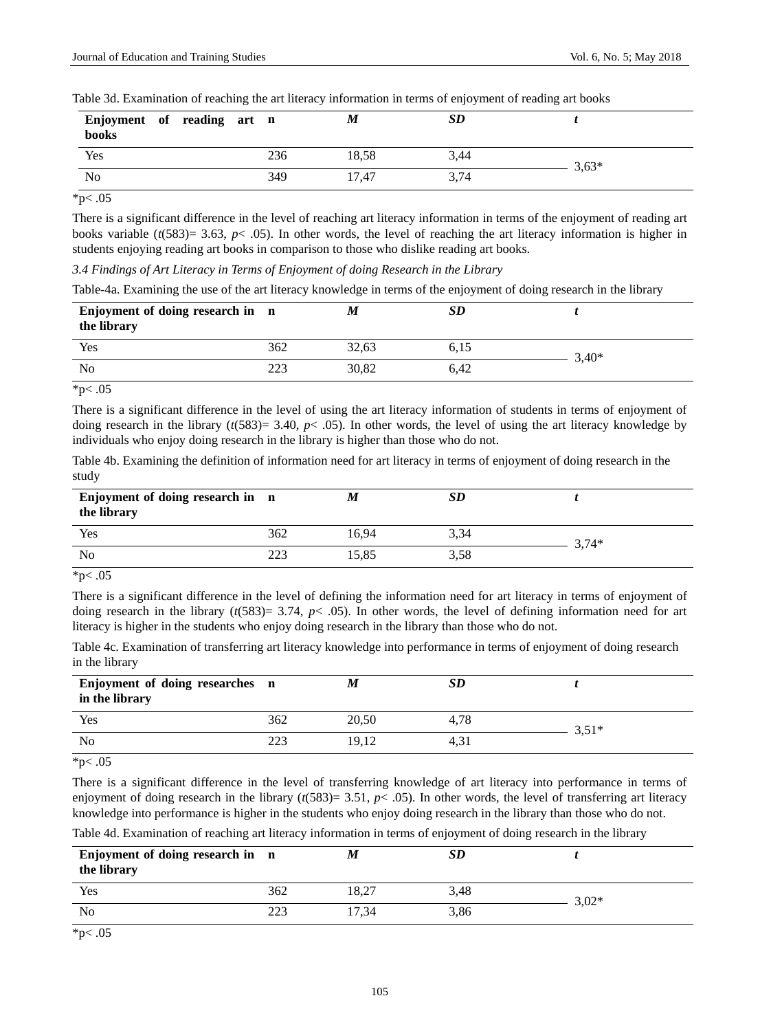Table 3d. Examination of reaching the art literacy information in terms of enjoyment of reading art books

| **Enjoyment of reading art books** | **n** | ***M*** | ***SD*** | ***t*** |
|---|---|---|---|---|
| Yes | 236 | 18,58 | 3,44 | 3,63* |
| No | 349 | 17,47 | 3,74 | |

*p< .05

There is a significant difference in the level of reaching art literacy information in terms of the enjoyment of reading art books variable ($t(583)= 3.63$, $p< .05$). In other words, the level of reaching the art literacy information is higher in students enjoying reading art books in comparison to those who dislike reading art books.

### *3.4 Findings of Art Literacy in Terms of Enjoyment of doing Research in the Library*

Table-4a. Examining the use of the art literacy knowledge in terms of the enjoyment of doing research in the library

| **Enjoyment of doing research in the library** | **n** | ***M*** | ***SD*** | ***t*** |
|---|---|---|---|---|
| Yes | 362 | 32,63 | 6,15 | 3,40* |
| No | 223 | 30,82 | 6,42 | |

*p< .05

There is a significant difference in the level of using the art literacy information of students in terms of enjoyment of doing research in the library ($t(583)= 3.40$, $p< .05$). In other words, the level of using the art literacy knowledge by individuals who enjoy doing research in the library is higher than those who do not.

Table 4b. Examining the definition of information need for art literacy in terms of enjoyment of doing research in the study

| **Enjoyment of doing research in the library** | **n** | ***M*** | ***SD*** | ***t*** |
|---|---|---|---|---|
| Yes | 362 | 16,94 | 3,34 | 3,74* |
| No | 223 | 15,85 | 3,58 | |

*p< .05

There is a significant difference in the level of defining the information need for art literacy in terms of enjoyment of doing research in the library ($t(583)= 3.74$, $p< .05$). In other words, the level of defining information need for art literacy is higher in the students who enjoy doing research in the library than those who do not.

Table 4c. Examination of transferring art literacy knowledge into performance in terms of enjoyment of doing research in the library

| **Enjoyment of doing researches in the library** | **n** | ***M*** | ***SD*** | ***t*** |
|---|---|---|---|---|
| Yes | 362 | 20,50 | 4,78 | 3,51* |
| No | 223 | 19,12 | 4,31 | |

*p< .05

There is a significant difference in the level of transferring knowledge of art literacy into performance in terms of enjoyment of doing research in the library ($t(583)= 3.51$, $p< .05$). In other words, the level of transferring art literacy knowledge into performance is higher in the students who enjoy doing research in the library than those who do not.

Table 4d. Examination of reaching art literacy information in terms of enjoyment of doing research in the library

| **Enjoyment of doing research in the library** | **n** | ***M*** | ***SD*** | ***t*** |
|---|---|---|---|---|
| Yes | 362 | 18,27 | 3,48 | 3,02* |
| No | 223 | 17,34 | 3,86 | |

*p< .05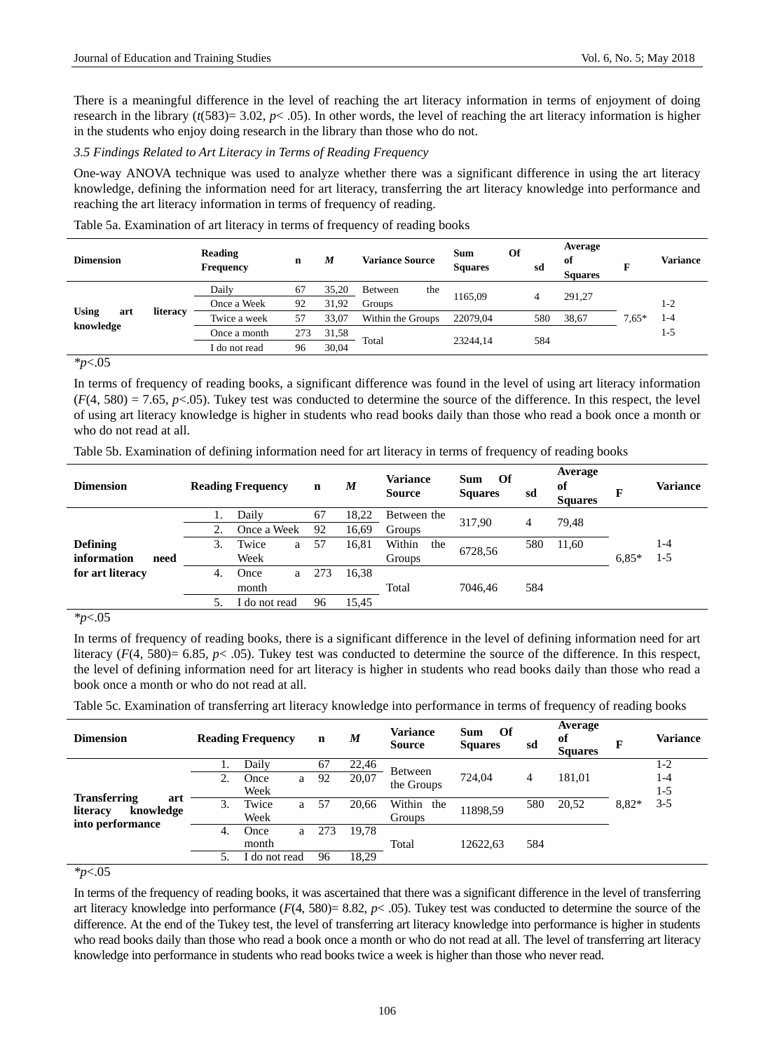There is a meaningful difference in the level of reaching the art literacy information in terms of enjoyment of doing research in the library ($t(583)= 3.02$, $p< .05$). In other words, the level of reaching the art literacy information is higher in the students who enjoy doing research in the library than those who do not.

### *3.5 Findings Related to Art Literacy in Terms of Reading Frequency*

One-way ANOVA technique was used to analyze whether there was a significant difference in using the art literacy knowledge, defining the information need for art literacy, transferring the art literacy knowledge into performance and reaching the art literacy information in terms of frequency of reading.

Table 5a. Examination of art literacy in terms of frequency of reading books

| Dimension | Reading Frequency | n | *M* | Variance Source | Sum Of Squares | sd | Average of Squares | F | Variance |
|---|---|---|---|---|---|---|---|---|---|
| Using art literacy knowledge | Daily | 67 | 35,20 | Between the Groups | 1165,09 | 4 | 291,27 | 7,65* | 1-2<br>1-4<br>1-5 |
| | Once a Week | 92 | 31,92 | | | | | | |
| | Twice a week | 57 | 33,07 | Within the Groups | 22079,04 | 580 | 38,67 | | |
| | Once a month | 273 | 31,58 | Total | 23244,14 | 584 | | | |
| | I do not read | 96 | 30,04 | | | | | | |

*$p$<.05

In terms of frequency of reading books, a significant difference was found in the level of using art literacy information ($F(4, 580) = 7.65$, $p$<.05). Tukey test was conducted to determine the source of the difference. In this respect, the level of using art literacy knowledge is higher in students who read books daily than those who read a book once a month or who do not read at all.

Table 5b. Examination of defining information need for art literacy in terms of frequency of reading books

| Dimension | Reading Frequency | n | *M* | Variance Source | Sum Of Squares | sd | Average of Squares | F | Variance |
|---|---|---|---|---|---|---|---|---|---|
| Defining information need for art literacy | 1. Daily | 67 | 18,22 | Between the Groups | 317,90 | 4 | 79,48 | 6,85* | 1-4<br>1-5 |
| | 2. Once a Week | 92 | 16,69 | | | | | | |
| | 3. Twice a Week | 57 | 16,81 | Within the Groups | 6728,56 | 580 | 11,60 | | |
| | 4. Once a month | 273 | 16,38 | Total | 7046,46 | 584 | | | |
| | 5. I do not read | 96 | 15,45 | | | | | | |

*$p$<.05

In terms of frequency of reading books, there is a significant difference in the level of defining information need for art literacy ($F(4, 580)= 6.85$, $p< .05$). Tukey test was conducted to determine the source of the difference. In this respect, the level of defining information need for art literacy is higher in students who read books daily than those who read a book once a month or who do not read at all.

Table 5c. Examination of transferring art literacy knowledge into performance in terms of frequency of reading books

| Dimension | Reading Frequency | n | *M* | Variance Source | Sum Of Squares | sd | Average of Squares | F | Variance |
|---|---|---|---|---|---|---|---|---|---|
| Transferring art literacy knowledge into performance | 1. Daily | 67 | 22,46 | Between the Groups | 724,04 | 4 | 181,01 | 8,82* | 1-2<br>1-4<br>1-5<br>3-5 |
| | 2. Once a Week | 92 | 20,07 | | | | | | |
| | 3. Twice a Week | 57 | 20,66 | Within the Groups | 11898,59 | 580 | 20,52 | | |
| | 4. Once a month | 273 | 19,78 | Total | 12622,63 | 584 | | | |
| | 5. I do not read | 96 | 18,29 | | | | | | |

*$p$<.05

In terms of the frequency of reading books, it was ascertained that there was a significant difference in the level of transferring art literacy knowledge into performance ($F(4, 580)= 8.82$, $p< .05$). Tukey test was conducted to determine the source of the difference. At the end of the Tukey test, the level of transferring art literacy knowledge into performance is higher in students who read books daily than those who read a book once a month or who do not read at all. The level of transferring art literacy knowledge into performance in students who read books twice a week is higher than those who never read.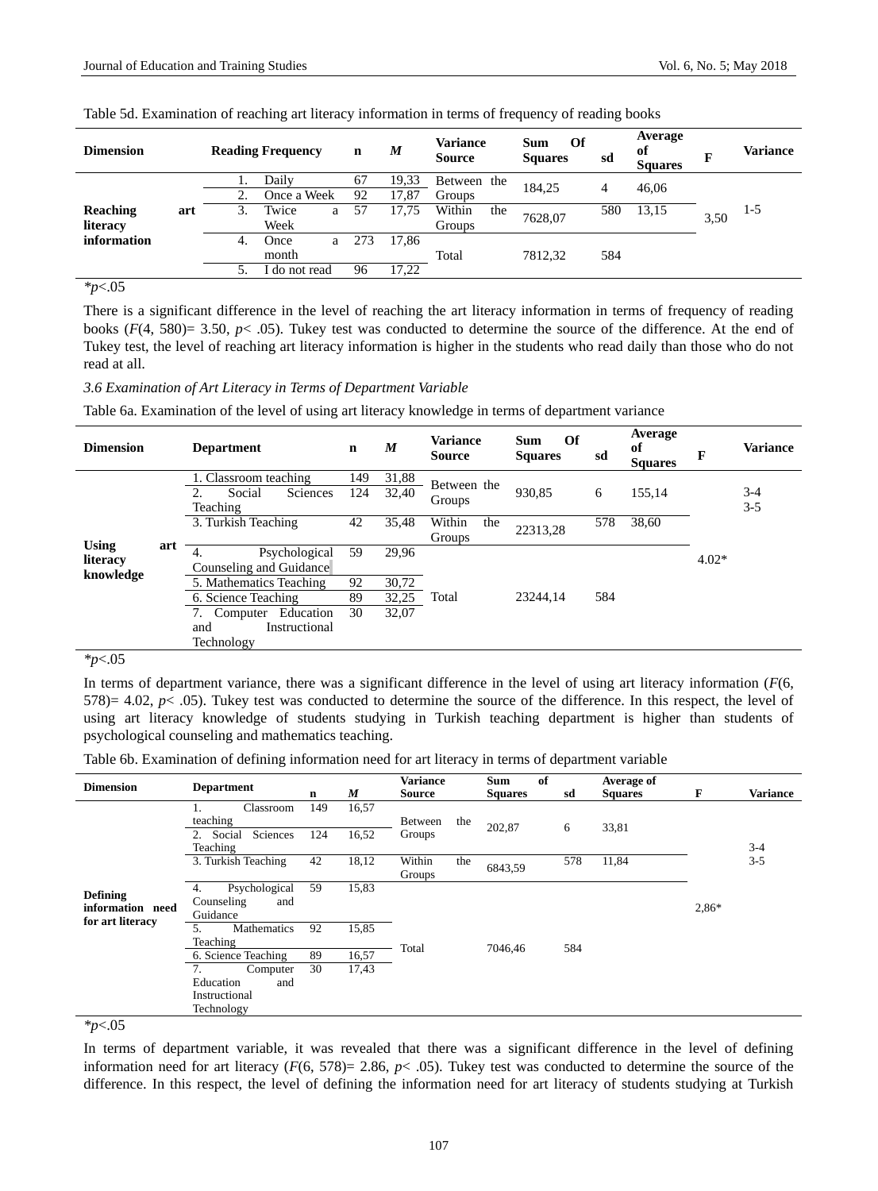Table 5d. Examination of reaching art literacy information in terms of frequency of reading books

| Dimension | Reading Frequency | n | *M* | Variance Source | Sum Of Squares | sd | Average of Squares | F | Variance |
|---|---|---|---|---|---|---|---|---|---|
| Reaching art literacy information | 1. Daily | 67 | 19,33 | Between the Groups | 184,25 | 4 | 46,06 | 3,50 | 1-5 |
| | 2. Once a Week | 92 | 17,87 | | | | | | |
| | 3. Twice a Week | 57 | 17,75 | Within the Groups | 7628,07 | 580 | 13,15 | | |
| | 4. Once a month | 273 | 17,86 | Total | 7812,32 | 584 | | | |
| | 5. I do not read | 96 | 17,22 | | | | | | |

**p*<.05

There is a significant difference in the level of reaching the art literacy information in terms of frequency of reading books ($F(4, 580) = 3.50$, $p < .05$). Tukey test was conducted to determine the source of the difference. At the end of Tukey test, the level of reaching art literacy information is higher in the students who read daily than those who do not read at all.

*3.6 Examination of Art Literacy in Terms of Department Variable*

Table 6a. Examination of the level of using art literacy knowledge in terms of department variance

| Dimension | Department | n | *M* | Variance Source | Sum Of Squares | sd | Average of Squares | F | Variance |
|---|---|---|---|---|---|---|---|---|---|
| Using art literacy knowledge | 1. Classroom teaching | 149 | 31,88 | Between the Groups | 930,85 | 6 | 155,14 | 4.02* | 3-4<br>3-5 |
| | 2. Social Sciences Teaching | 124 | 32,40 | | | | | | |
| | 3. Turkish Teaching | 42 | 35,48 | Within the Groups | 22313,28 | 578 | 38,60 | | |
| | 4. Psychological Counseling and Guidance | 59 | 29,96 | Total | 23244,14 | 584 | | | |
| | 5. Mathematics Teaching | 92 | 30,72 | | | | | | |
| | 6. Science Teaching | 89 | 32,25 | | | | | | |
| | 7. Computer Education and Instructional Technology | 30 | 32,07 | | | | | | |

**p*<.05

In terms of department variance, there was a significant difference in the level of using art literacy information ($F(6, 578) = 4.02$, $p < .05$). Tukey test was conducted to determine the source of the difference. In this respect, the level of using art literacy knowledge of students studying in Turkish teaching department is higher than students of psychological counseling and mathematics teaching.

Table 6b. Examination of defining information need for art literacy in terms of department variable

| Dimension | Department | n | *M* | Variance Source | Sum of Squares | sd | Average of Squares | F | Variance |
|---|---|---|---|---|---|---|---|---|---|
| Defining information need for art literacy | 1. Classroom teaching | 149 | 16,57 | Between the Groups | 202,87 | 6 | 33,81 | 2,86* | 3-4<br>3-5 |
| | 2. Social Sciences Teaching | 124 | 16,52 | | | | | | |
| | 3. Turkish Teaching | 42 | 18,12 | Within the Groups | 6843,59 | 578 | 11,84 | | |
| | 4. Psychological Counseling and Guidance | 59 | 15,83 | Total | 7046,46 | 584 | | | |
| | 5. Mathematics Teaching | 92 | 15,85 | | | | | | |
| | 6. Science Teaching | 89 | 16,57 | | | | | | |
| | 7. Computer Education and Instructional Technology | 30 | 17,43 | | | | | | |

**p*<.05

In terms of department variable, it was revealed that there was a significant difference in the level of defining information need for art literacy ($F(6, 578) = 2.86$, $p < .05$). Tukey test was conducted to determine the source of the difference. In this respect, the level of defining the information need for art literacy of students studying at Turkish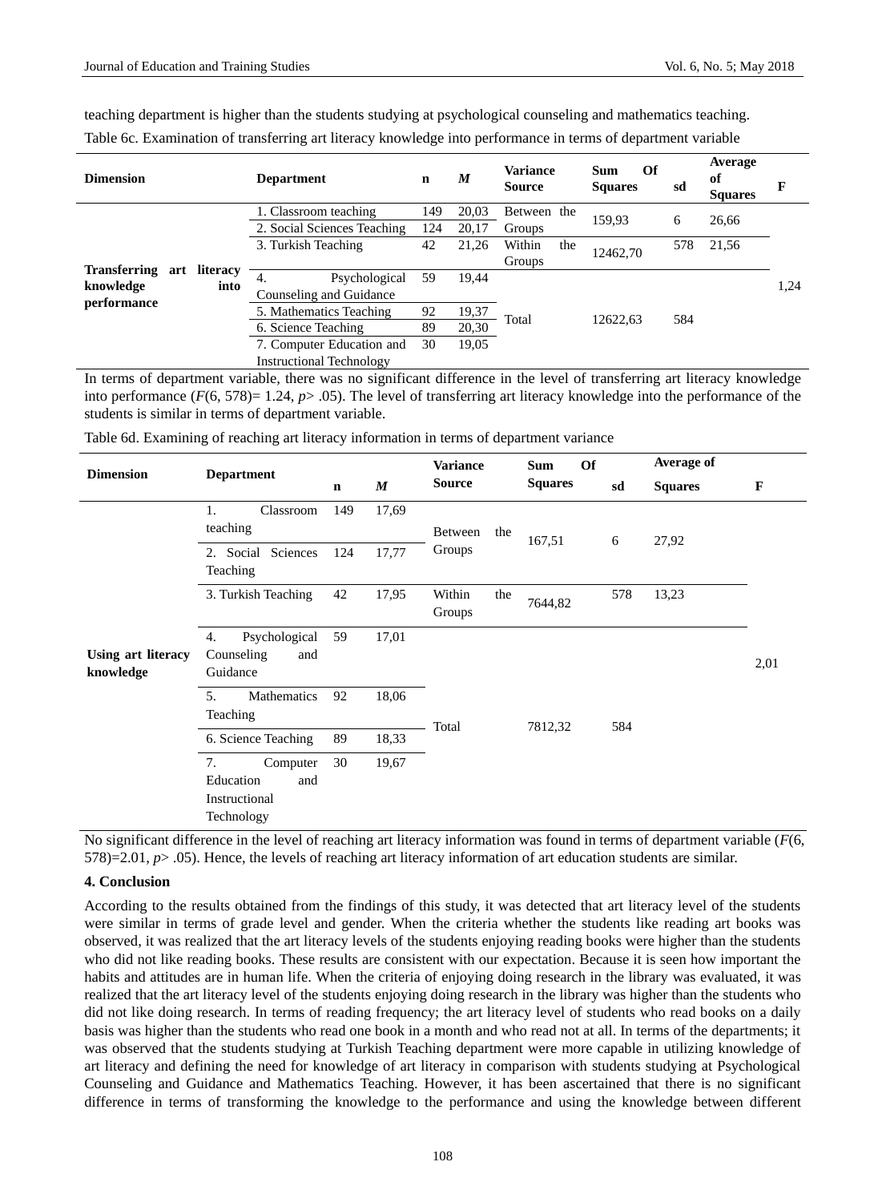teaching department is higher than the students studying at psychological counseling and mathematics teaching.

Table 6c. Examination of transferring art literacy knowledge into performance in terms of department variable

| Dimension | Department | n | *M* | Variance Source | Sum Of Squares | sd | Average of Squares | F |
|---|---|---|---|---|---|---|---|---|
| **Transferring art literacy knowledge into performance** | 1. Classroom teaching | 149 | 20,03 | Between the Groups | 159,93 | 6 | 26,66 | 1,24 |
| | 2. Social Sciences Teaching | 124 | 20,17 | | | | | |
| | 3. Turkish Teaching | 42 | 21,26 | Within the Groups | 12462,70 | 578 | 21,56 | |
| | 4. Psychological Counseling and Guidance | 59 | 19,44 | Total | 12622,63 | 584 | | |
| | 5. Mathematics Teaching | 92 | 19,37 | | | | | |
| | 6. Science Teaching | 89 | 20,30 | | | | | |
| | 7. Computer Education and Instructional Technology | 30 | 19,05 | | | | | |

In terms of department variable, there was no significant difference in the level of transferring art literacy knowledge into performance ($F(6, 578)= 1.24, p> .05$). The level of transferring art literacy knowledge into the performance of the students is similar in terms of department variable.

Table 6d. Examining of reaching art literacy information in terms of department variance

| Dimension | Department | n | *M* | Variance Source | Sum Of Squares | sd | Average of Squares | F |
|---|---|---|---|---|---|---|---|---|
| **Using art literacy knowledge** | 1. Classroom teaching | 149 | 17,69 | Between the Groups | 167,51 | 6 | 27,92 | 2,01 |
| | 2. Social Sciences Teaching | 124 | 17,77 | | | | | |
| | 3. Turkish Teaching | 42 | 17,95 | Within the Groups | 7644,82 | 578 | 13,23 | |
| | 4. Psychological Counseling and Guidance | 59 | 17,01 | Total | 7812,32 | 584 | | |
| | 5. Mathematics Teaching | 92 | 18,06 | | | | | |
| | 6. Science Teaching | 89 | 18,33 | | | | | |
| | 7. Computer Education and Instructional Technology | 30 | 19,67 | | | | | |

No significant difference in the level of reaching art literacy information was found in terms of department variable ($F(6, 578)=2.01, p> .05$). Hence, the levels of reaching art literacy information of art education students are similar.

## 4. Conclusion

According to the results obtained from the findings of this study, it was detected that art literacy level of the students were similar in terms of grade level and gender. When the criteria whether the students like reading art books was observed, it was realized that the art literacy levels of the students enjoying reading books were higher than the students who did not like reading books. These results are consistent with our expectation. Because it is seen how important the habits and attitudes are in human life. When the criteria of enjoying doing research in the library was evaluated, it was realized that the art literacy level of the students enjoying doing research in the library was higher than the students who did not like doing research. In terms of reading frequency; the art literacy level of students who read books on a daily basis was higher than the students who read one book in a month and who read not at all. In terms of the departments; it was observed that the students studying at Turkish Teaching department were more capable in utilizing knowledge of art literacy and defining the need for knowledge of art literacy in comparison with students studying at Psychological Counseling and Guidance and Mathematics Teaching. However, it has been ascertained that there is no significant difference in terms of transforming the knowledge to the performance and using the knowledge between different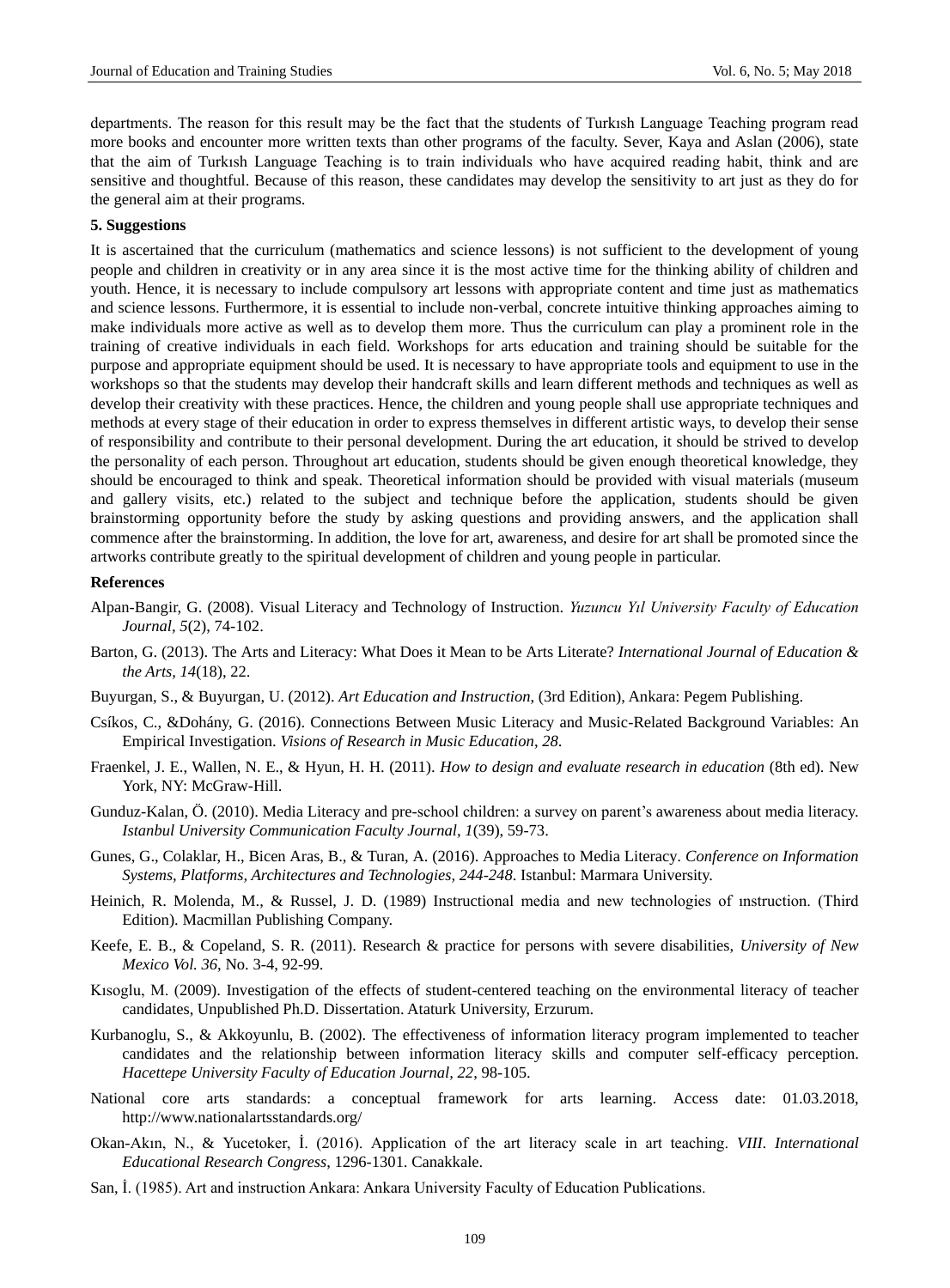departments. The reason for this result may be the fact that the students of Turkısh Language Teaching program read more books and encounter more written texts than other programs of the faculty. Sever, Kaya and Aslan (2006), state that the aim of Turkısh Language Teaching is to train individuals who have acquired reading habit, think and are sensitive and thoughtful. Because of this reason, these candidates may develop the sensitivity to art just as they do for the general aim at their programs.

## 5. Suggestions

It is ascertained that the curriculum (mathematics and science lessons) is not sufficient to the development of young people and children in creativity or in any area since it is the most active time for the thinking ability of children and youth. Hence, it is necessary to include compulsory art lessons with appropriate content and time just as mathematics and science lessons. Furthermore, it is essential to include non-verbal, concrete intuitive thinking approaches aiming to make individuals more active as well as to develop them more. Thus the curriculum can play a prominent role in the training of creative individuals in each field. Workshops for arts education and training should be suitable for the purpose and appropriate equipment should be used. It is necessary to have appropriate tools and equipment to use in the workshops so that the students may develop their handcraft skills and learn different methods and techniques as well as develop their creativity with these practices. Hence, the children and young people shall use appropriate techniques and methods at every stage of their education in order to express themselves in different artistic ways, to develop their sense of responsibility and contribute to their personal development. During the art education, it should be strived to develop the personality of each person. Throughout art education, students should be given enough theoretical knowledge, they should be encouraged to think and speak. Theoretical information should be provided with visual materials (museum and gallery visits, etc.) related to the subject and technique before the application, students should be given brainstorming opportunity before the study by asking questions and providing answers, and the application shall commence after the brainstorming. In addition, the love for art, awareness, and desire for art shall be promoted since the artworks contribute greatly to the spiritual development of children and young people in particular.

## References

Alpan-Bangir, G. (2008). Visual Literacy and Technology of Instruction. *Yuzuncu Yıl University Faculty of Education Journal*, *5*(2), 74-102.

Barton, G. (2013). The Arts and Literacy: What Does it Mean to be Arts Literate? *International Journal of Education & the Arts, 14*(18), 22.

Buyurgan, S., & Buyurgan, U. (2012). *Art Education and Instruction*, (3rd Edition), Ankara: Pegem Publishing.

Csíkos, C., &Dohány, G. (2016). Connections Between Music Literacy and Music-Related Background Variables: An Empirical Investigation. *Visions of Research in Music Education, 28*.

Fraenkel, J. E., Wallen, N. E., & Hyun, H. H. (2011). *How to design and evaluate research in education* (8th ed). New York, NY: McGraw-Hill.

Gunduz-Kalan, Ö. (2010). Media Literacy and pre-school children: a survey on parent's awareness about media literacy. *Istanbul University Communication Faculty Journal, 1*(39), 59-73.

Gunes, G., Colaklar, H., Bicen Aras, B., & Turan, A. (2016). Approaches to Media Literacy. *Conference on Information Systems, Platforms, Architectures and Technologies, 244-248*. Istanbul: Marmara University.

Heinich, R. Molenda, M., & Russel, J. D. (1989) Instructional media and new technologies of ınstruction. (Third Edition). Macmillan Publishing Company.

Keefe, E. B., & Copeland, S. R. (2011). Research & practice for persons with severe disabilities, *University of New Mexico Vol. 36*, No. 3-4, 92-99.

Kısoglu, M. (2009). Investigation of the effects of student-centered teaching on the environmental literacy of teacher candidates, Unpublished Ph.D. Dissertation. Ataturk University, Erzurum.

Kurbanoglu, S., & Akkoyunlu, B. (2002). The effectiveness of information literacy program implemented to teacher candidates and the relationship between information literacy skills and computer self-efficacy perception. *Hacettepe University Faculty of Education Journal, 22*, 98-105.

National core arts standards: a conceptual framework for arts learning. Access date: 01.03.2018, http://www.nationalartsstandards.org/

Okan-Akın, N., & Yucetoker, İ. (2016). Application of the art literacy scale in art teaching. *VIII. International Educational Research Congress*, 1296-1301. Canakkale.

San, İ. (1985). Art and instruction Ankara: Ankara University Faculty of Education Publications.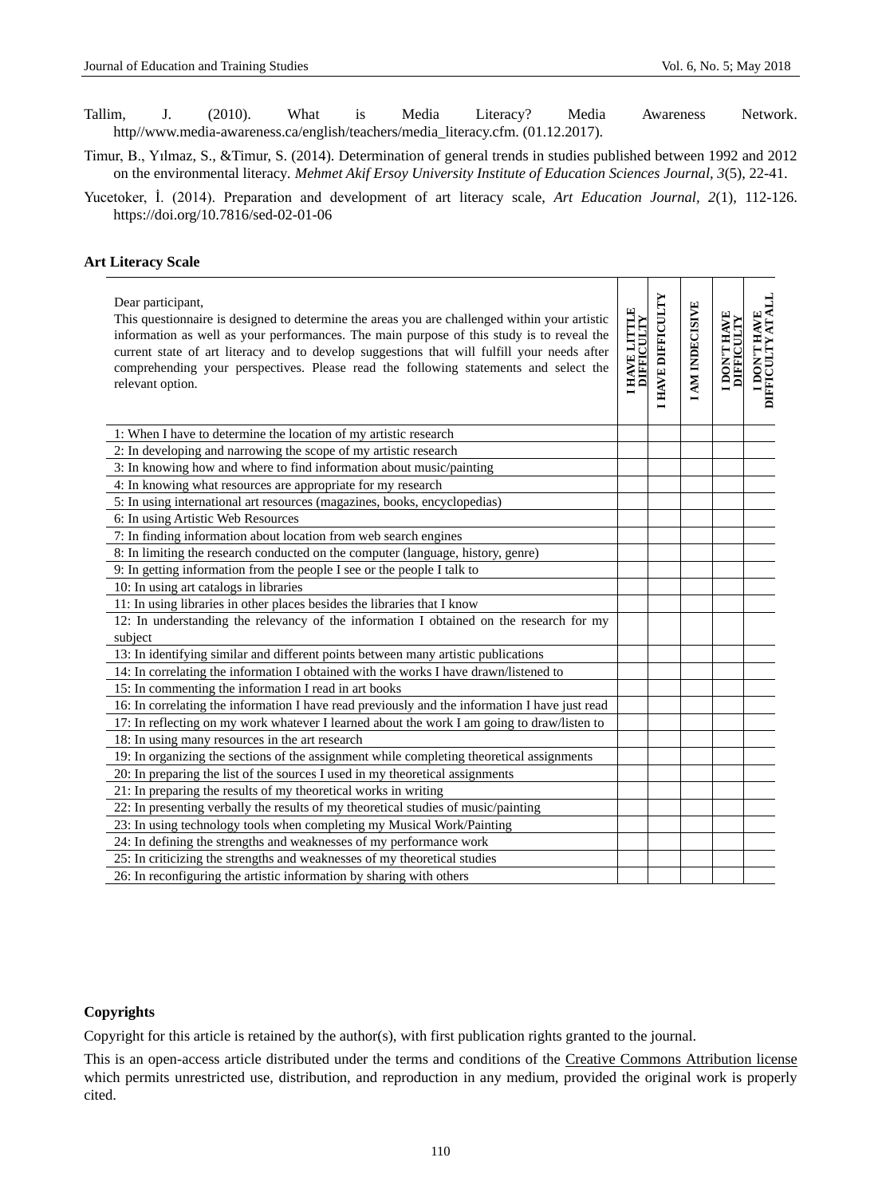Tallim, J. (2010). What is Media Literacy? Media Awareness Network. http//www.media-awareness.ca/english/teachers/media_literacy.cfm. (01.12.2017).

Timur, B., Yılmaz, S., &Timur, S. (2014). Determination of general trends in studies published between 1992 and 2012 on the environmental literacy. *Mehmet Akif Ersoy University Institute of Education Sciences Journal, 3*(5), 22-41.

Yucetoker, İ. (2014). Preparation and development of art literacy scale, *Art Education Journal, 2*(1), 112-126. https://doi.org/10.7816/sed-02-01-06

**Art Literacy Scale**

| Dear participant,<br>This questionnaire is designed to determine the areas you are challenged within your artistic information as well as your performances. The main purpose of this study is to reveal the current state of art literacy and to develop suggestions that will fulfill your needs after comprehending your perspectives. Please read the following statements and select the relevant option. | I HAVE LITTLE DIFFICULTY | I HAVE DIFFICULTY | I AM INDECISIVE | I DON'T HAVE DIFFICULTY | I DON'T HAVE DIFFICULTY AT ALL |
|---|---|---|---|---|---|
| 1: When I have to determine the location of my artistic research | | | | | |
| 2: In developing and narrowing the scope of my artistic research | | | | | |
| 3: In knowing how and where to find information about music/painting | | | | | |
| 4: In knowing what resources are appropriate for my research | | | | | |
| 5: In using international art resources (magazines, books, encyclopedias) | | | | | |
| 6: In using Artistic Web Resources | | | | | |
| 7: In finding information about location from web search engines | | | | | |
| 8: In limiting the research conducted on the computer (language, history, genre) | | | | | |
| 9: In getting information from the people I see or the people I talk to | | | | | |
| 10: In using art catalogs in libraries | | | | | |
| 11: In using libraries in other places besides the libraries that I know | | | | | |
| 12: In understanding the relevancy of the information I obtained on the research for my subject | | | | | |
| 13: In identifying similar and different points between many artistic publications | | | | | |
| 14: In correlating the information I obtained with the works I have drawn/listened to | | | | | |
| 15: In commenting the information I read in art books | | | | | |
| 16: In correlating the information I have read previously and the information I have just read | | | | | |
| 17: In reflecting on my work whatever I learned about the work I am going to draw/listen to | | | | | |
| 18: In using many resources in the art research | | | | | |
| 19: In organizing the sections of the assignment while completing theoretical assignments | | | | | |
| 20: In preparing the list of the sources I used in my theoretical assignments | | | | | |
| 21: In preparing the results of my theoretical works in writing | | | | | |
| 22: In presenting verbally the results of my theoretical studies of music/painting | | | | | |
| 23: In using technology tools when completing my Musical Work/Painting | | | | | |
| 24: In defining the strengths and weaknesses of my performance work | | | | | |
| 25: In criticizing the strengths and weaknesses of my theoretical studies | | | | | |
| 26: In reconfiguring the artistic information by sharing with others | | | | | |

**Copyrights**

Copyright for this article is retained by the author(s), with first publication rights granted to the journal.

This is an open-access article distributed under the terms and conditions of the Creative Commons Attribution license which permits unrestricted use, distribution, and reproduction in any medium, provided the original work is properly cited.